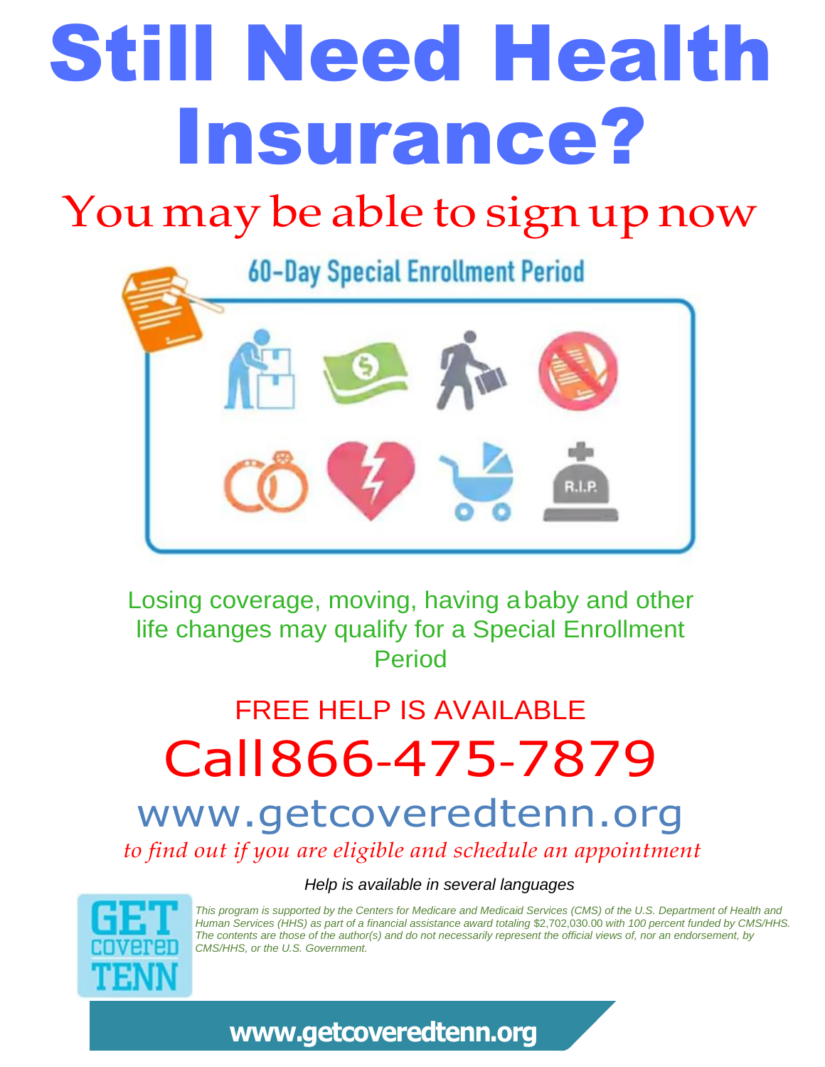# Still Need Health Insurance?

## You may be able to sign up now

60-Day Special Enrollment Period

Losing coverage, moving, having a baby and other life changes may qualify for a Special Enrollment Period

FREE HELP IS AVAILABLE

## Call 866-475-7879

## www.getcoveredtenn.org

*to find out if you are eligible and schedule an appointment*

*Help is available in several languages*

GET covered TENN

*This program is supported by the Centers for Medicare and Medicaid Services (CMS) of the U.S. Department of Health and Human Services (HHS) as part of a financial assistance award totaling $2,702,030.00 with 100 percent funded by CMS/HHS. The contents are those of the author(s) and do not necessarily represent the official views of, nor an endorsement, by CMS/HHS, or the U.S. Government.*

**www.getcoveredtenn.org**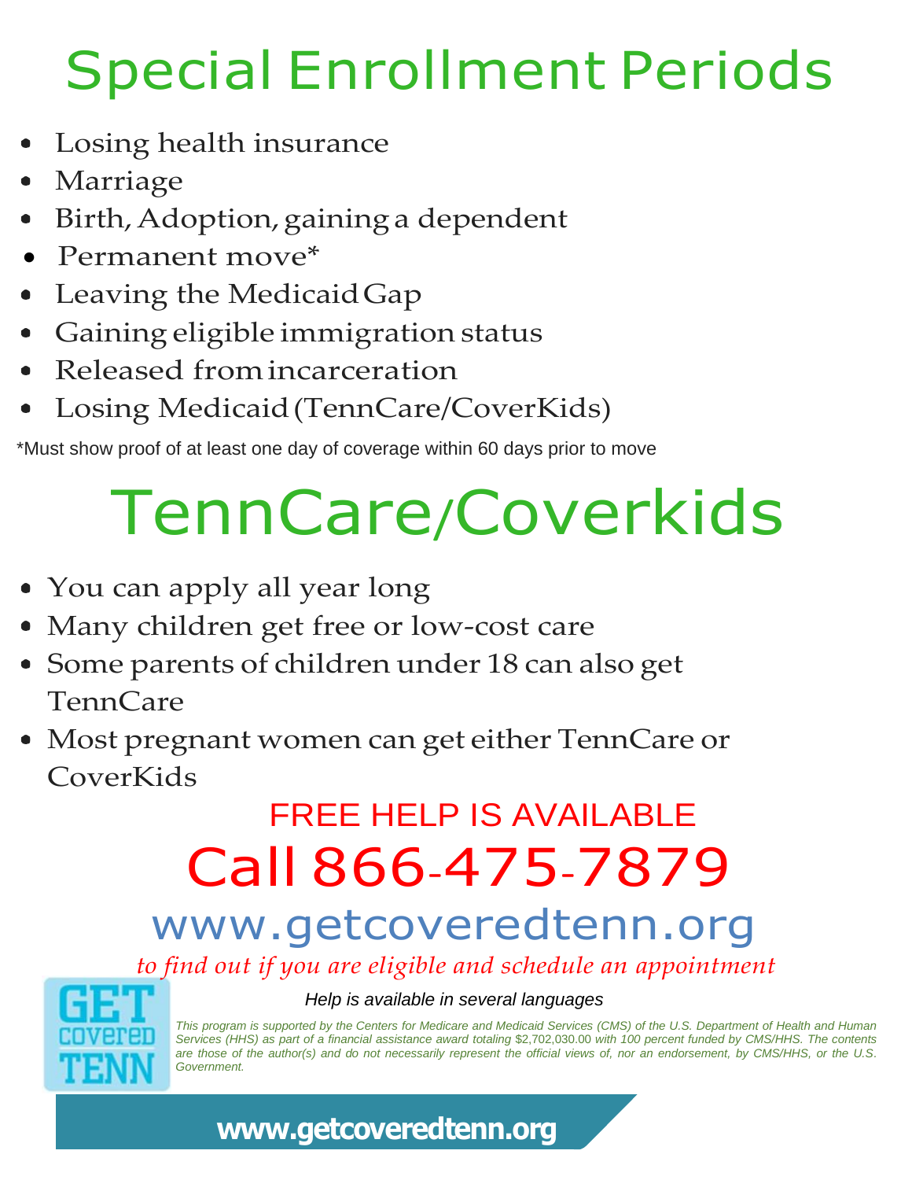# Special Enrollment Periods

- Losing health insurance
- Marriage
- Birth, Adoption, gaining a dependent
- Permanent move*
- Leaving the Medicaid Gap
- Gaining eligible immigration status
- Released from incarceration
- Losing Medicaid (TennCare/CoverKids)

*Must show proof of at least one day of coverage within 60 days prior to move

# TennCare/Coverkids

- You can apply all year long
- Many children get free or low-cost care
- Some parents of children under 18 can also get TennCare
- Most pregnant women can get either TennCare or CoverKids

## FREE HELP IS AVAILABLE

## Call 866-475-7879

## www.getcoveredtenn.org

*to find out if you are eligible and schedule an appointment*

GET covered TENN

*Help is available in several languages*

*This program is supported by the Centers for Medicare and Medicaid Services (CMS) of the U.S. Department of Health and Human Services (HHS) as part of a financial assistance award totaling $2,702,030.00 with 100 percent funded by CMS/HHS. The contents are those of the author(s) and do not necessarily represent the official views of, nor an endorsement, by CMS/HHS, or the U.S. Government.*

**www.getcoveredtenn.org**